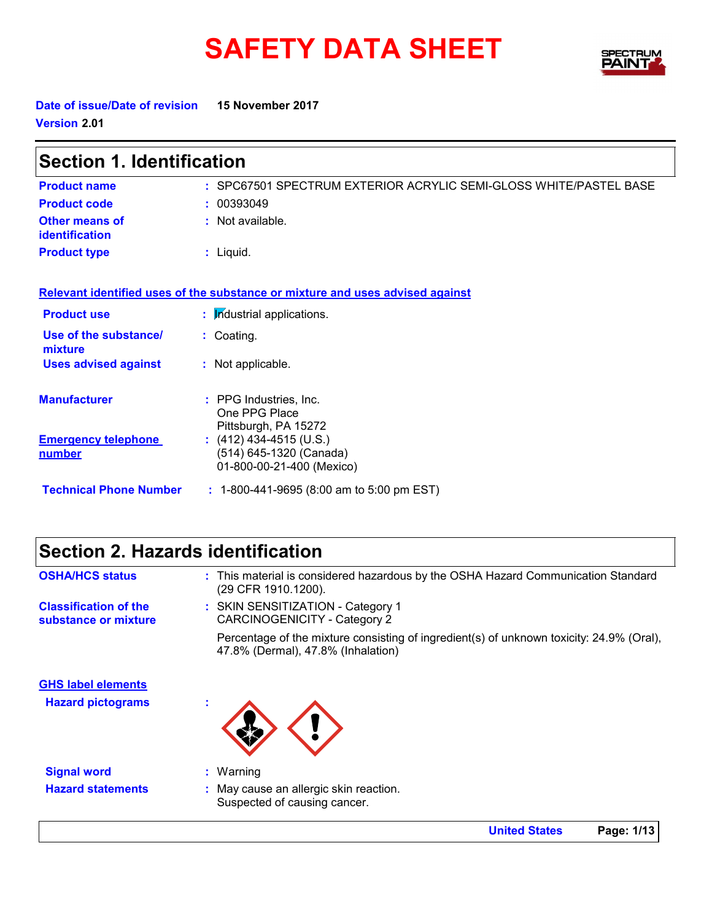# SAFETY DATA SHEET

**Date of issue/Date of revision** 15 November 2017

**Version** 2.01

## Section 1. Identification

| | |
|---|---|
| **Product name** | : SPC67501 SPECTRUM EXTERIOR ACRYLIC SEMI-GLOSS WHITE/PASTEL BASE |
| **Product code** | : 00393049 |
| **Other means of identification** | : Not available. |
| **Product type** | : Liquid. |

**Relevant identified uses of the substance or mixture and uses advised against**

| | |
|---|---|
| **Product use** | : Industrial applications. |
| **Use of the substance/ mixture** | : Coating. |
| **Uses advised against** | : Not applicable. |

| | |
|---|---|
| **Manufacturer** | : PPG Industries, Inc.<br>One PPG Place<br>Pittsburgh, PA 15272 |
| **Emergency telephone number** | : (412) 434-4515 (U.S.)<br>(514) 645-1320 (Canada)<br>01-800-00-21-400 (Mexico) |
| **Technical Phone Number** | : 1-800-441-9695 (8:00 am to 5:00 pm EST) |

## Section 2. Hazards identification

| | |
|---|---|
| **OSHA/HCS status** | : This material is considered hazardous by the OSHA Hazard Communication Standard (29 CFR 1910.1200). |
| **Classification of the substance or mixture** | : SKIN SENSITIZATION - Category 1<br>CARCINOGENICITY - Category 2<br><br>Percentage of the mixture consisting of ingredient(s) of unknown toxicity: 24.9% (Oral), 47.8% (Dermal), 47.8% (Inhalation) |

**GHS label elements**

| | |
|---|---|
| **Hazard pictograms** | : |
| **Signal word** | : Warning |
| **Hazard statements** | : May cause an allergic skin reaction.<br>Suspected of causing cancer. |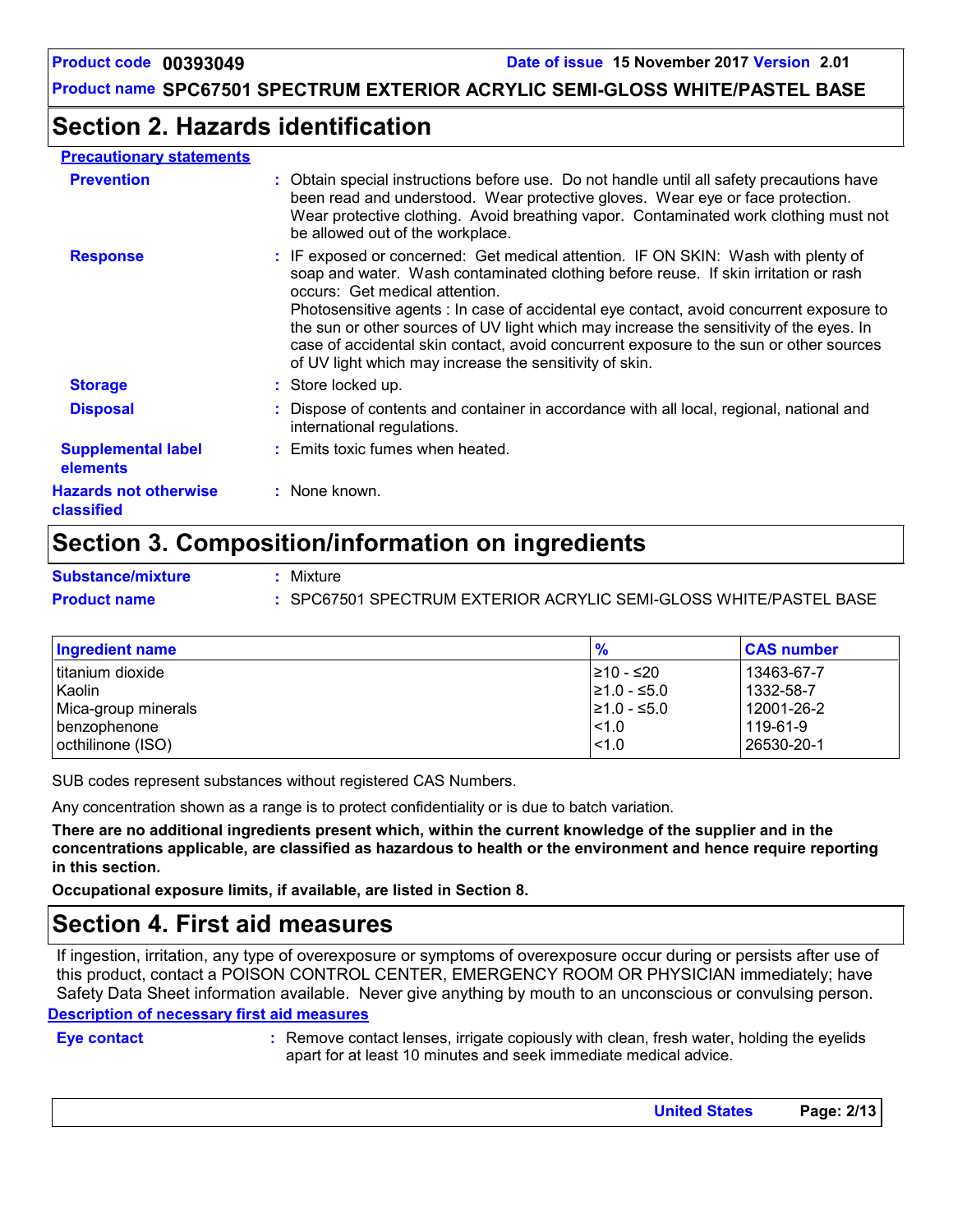## Section 2. Hazards identification

**Precautionary statements**

**Prevention** : Obtain special instructions before use. Do not handle until all safety precautions have been read and understood. Wear protective gloves. Wear eye or face protection. Wear protective clothing. Avoid breathing vapor. Contaminated work clothing must not be allowed out of the workplace.

**Response** : IF exposed or concerned: Get medical attention. IF ON SKIN: Wash with plenty of soap and water. Wash contaminated clothing before reuse. If skin irritation or rash occurs: Get medical attention.
Photosensitive agents : In case of accidental eye contact, avoid concurrent exposure to the sun or other sources of UV light which may increase the sensitivity of the eyes. In case of accidental skin contact, avoid concurrent exposure to the sun or other sources of UV light which may increase the sensitivity of skin.

**Storage** : Store locked up.

**Disposal** : Dispose of contents and container in accordance with all local, regional, national and international regulations.

**Supplemental label elements** : Emits toxic fumes when heated.

**Hazards not otherwise classified** : None known.

## Section 3. Composition/information on ingredients

**Substance/mixture** : Mixture

**Product name** : SPC67501 SPECTRUM EXTERIOR ACRYLIC SEMI-GLOSS WHITE/PASTEL BASE

| Ingredient name | % | CAS number |
|---|---|---|
| titanium dioxide | ≥10 - ≤20 | 13463-67-7 |
| Kaolin | ≥1.0 - ≤5.0 | 1332-58-7 |
| Mica-group minerals | ≥1.0 - ≤5.0 | 12001-26-2 |
| benzophenone | <1.0 | 119-61-9 |
| octhilinone (ISO) | <1.0 | 26530-20-1 |

SUB codes represent substances without registered CAS Numbers.

Any concentration shown as a range is to protect confidentiality or is due to batch variation.

**There are no additional ingredients present which, within the current knowledge of the supplier and in the concentrations applicable, are classified as hazardous to health or the environment and hence require reporting in this section.**

**Occupational exposure limits, if available, are listed in Section 8.**

## Section 4. First aid measures

If ingestion, irritation, any type of overexposure or symptoms of overexposure occur during or persists after use of this product, contact a POISON CONTROL CENTER, EMERGENCY ROOM OR PHYSICIAN immediately; have Safety Data Sheet information available. Never give anything by mouth to an unconscious or convulsing person.

**Description of necessary first aid measures**

**Eye contact** : Remove contact lenses, irrigate copiously with clean, fresh water, holding the eyelids apart for at least 10 minutes and seek immediate medical advice.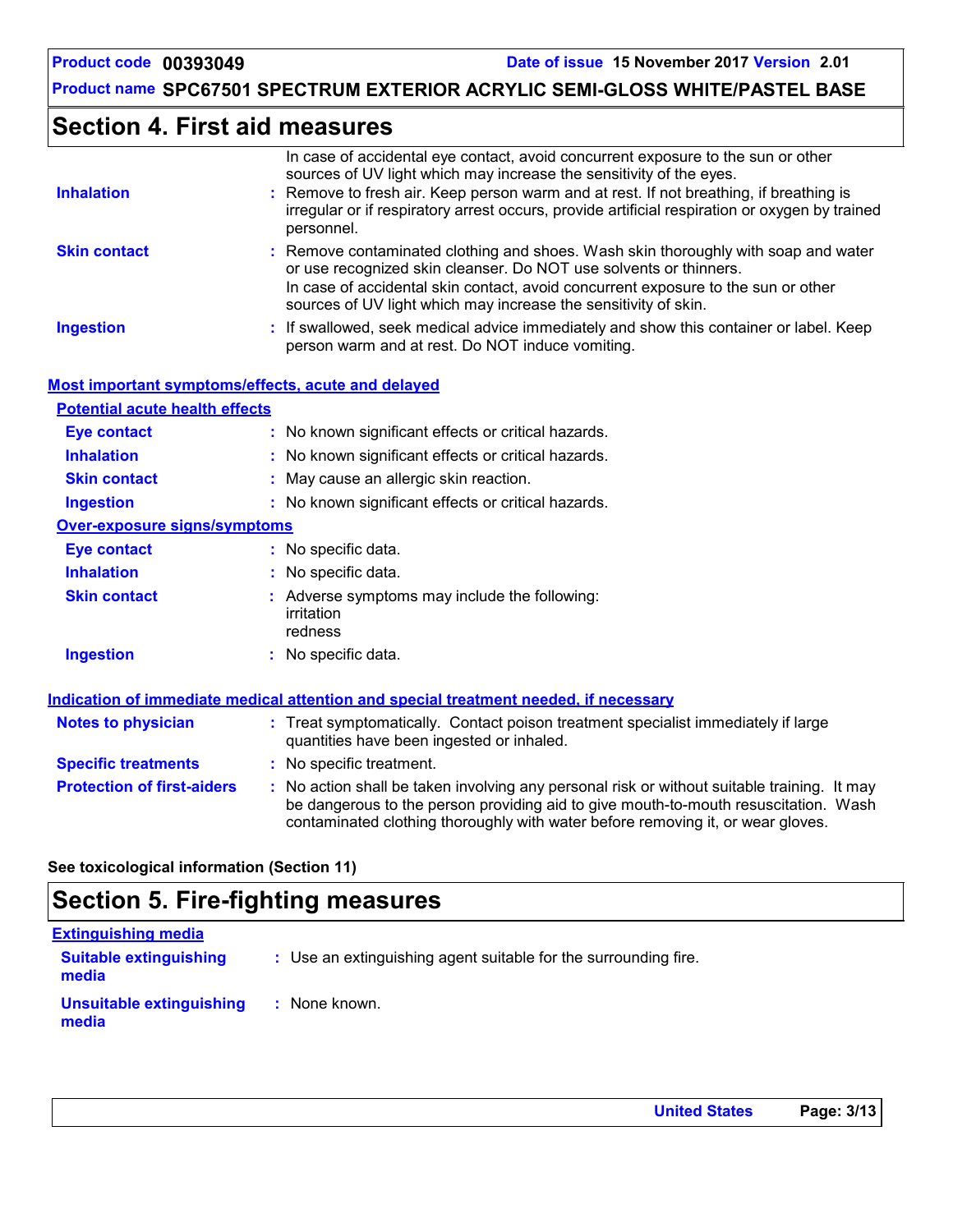## Section 4. First aid measures

In case of accidental eye contact, avoid concurrent exposure to the sun or other sources of UV light which may increase the sensitivity of the eyes.

**Inhalation** : Remove to fresh air. Keep person warm and at rest. If not breathing, if breathing is irregular or if respiratory arrest occurs, provide artificial respiration or oxygen by trained personnel.

**Skin contact** : Remove contaminated clothing and shoes. Wash skin thoroughly with soap and water or use recognized skin cleanser. Do NOT use solvents or thinners.
In case of accidental skin contact, avoid concurrent exposure to the sun or other sources of UV light which may increase the sensitivity of skin.

**Ingestion** : If swallowed, seek medical advice immediately and show this container or label. Keep person warm and at rest. Do NOT induce vomiting.

### Most important symptoms/effects, acute and delayed

#### Potential acute health effects

**Eye contact** : No known significant effects or critical hazards.

**Inhalation** : No known significant effects or critical hazards.

**Skin contact** : May cause an allergic skin reaction.

**Ingestion** : No known significant effects or critical hazards.

#### Over-exposure signs/symptoms

**Eye contact** : No specific data.

**Inhalation** : No specific data.

**Skin contact** : Adverse symptoms may include the following:
irritation
redness

**Ingestion** : No specific data.

### Indication of immediate medical attention and special treatment needed, if necessary

**Notes to physician** : Treat symptomatically. Contact poison treatment specialist immediately if large quantities have been ingested or inhaled.

**Specific treatments** : No specific treatment.

**Protection of first-aiders** : No action shall be taken involving any personal risk or without suitable training. It may be dangerous to the person providing aid to give mouth-to-mouth resuscitation. Wash contaminated clothing thoroughly with water before removing it, or wear gloves.

**See toxicological information (Section 11)**

## Section 5. Fire-fighting measures

### Extinguishing media

**Suitable extinguishing media** : Use an extinguishing agent suitable for the surrounding fire.

**Unsuitable extinguishing media** : None known.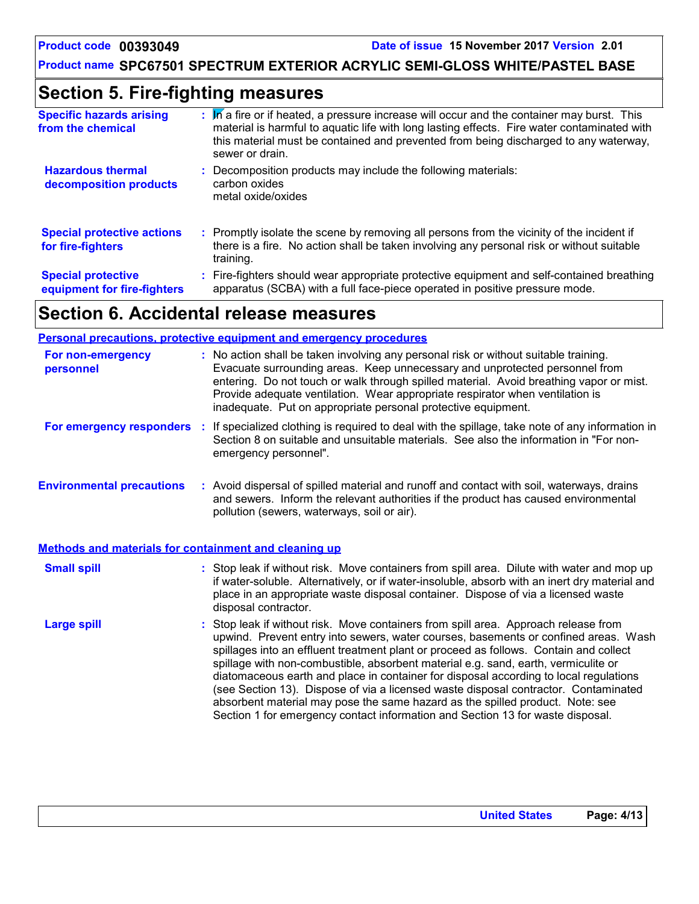## Section 5. Fire-fighting measures

**Specific hazards arising from the chemical** : In a fire or if heated, a pressure increase will occur and the container may burst. This material is harmful to aquatic life with long lasting effects. Fire water contaminated with this material must be contained and prevented from being discharged to any waterway, sewer or drain.

**Hazardous thermal decomposition products** : Decomposition products may include the following materials:
carbon oxides
metal oxide/oxides

**Special protective actions for fire-fighters** : Promptly isolate the scene by removing all persons from the vicinity of the incident if there is a fire. No action shall be taken involving any personal risk or without suitable training.

**Special protective equipment for fire-fighters** : Fire-fighters should wear appropriate protective equipment and self-contained breathing apparatus (SCBA) with a full face-piece operated in positive pressure mode.

## Section 6. Accidental release measures

### Personal precautions, protective equipment and emergency procedures

**For non-emergency personnel** : No action shall be taken involving any personal risk or without suitable training. Evacuate surrounding areas. Keep unnecessary and unprotected personnel from entering. Do not touch or walk through spilled material. Avoid breathing vapor or mist. Provide adequate ventilation. Wear appropriate respirator when ventilation is inadequate. Put on appropriate personal protective equipment.

**For emergency responders** : If specialized clothing is required to deal with the spillage, take note of any information in Section 8 on suitable and unsuitable materials. See also the information in "For non-emergency personnel".

**Environmental precautions** : Avoid dispersal of spilled material and runoff and contact with soil, waterways, drains and sewers. Inform the relevant authorities if the product has caused environmental pollution (sewers, waterways, soil or air).

### Methods and materials for containment and cleaning up

**Small spill** : Stop leak if without risk. Move containers from spill area. Dilute with water and mop up if water-soluble. Alternatively, or if water-insoluble, absorb with an inert dry material and place in an appropriate waste disposal container. Dispose of via a licensed waste disposal contractor.

**Large spill** : Stop leak if without risk. Move containers from spill area. Approach release from upwind. Prevent entry into sewers, water courses, basements or confined areas. Wash spillages into an effluent treatment plant or proceed as follows. Contain and collect spillage with non-combustible, absorbent material e.g. sand, earth, vermiculite or diatomaceous earth and place in container for disposal according to local regulations (see Section 13). Dispose of via a licensed waste disposal contractor. Contaminated absorbent material may pose the same hazard as the spilled product. Note: see Section 1 for emergency contact information and Section 13 for waste disposal.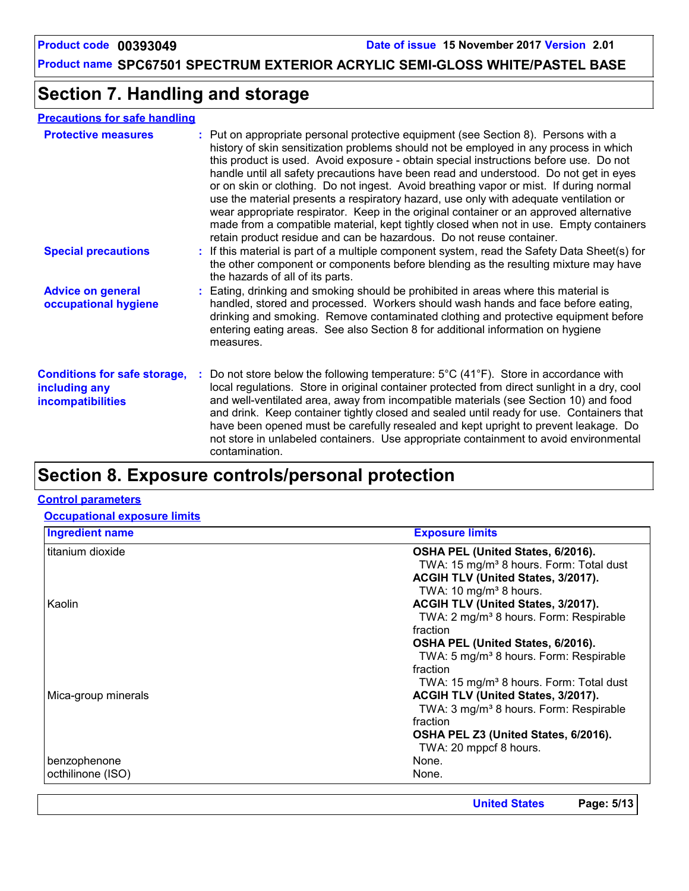## Section 7. Handling and storage

**Precautions for safe handling**

**Protective measures** : Put on appropriate personal protective equipment (see Section 8). Persons with a history of skin sensitization problems should not be employed in any process in which this product is used. Avoid exposure - obtain special instructions before use. Do not handle until all safety precautions have been read and understood. Do not get in eyes or on skin or clothing. Do not ingest. Avoid breathing vapor or mist. If during normal use the material presents a respiratory hazard, use only with adequate ventilation or wear appropriate respirator. Keep in the original container or an approved alternative made from a compatible material, kept tightly closed when not in use. Empty containers retain product residue and can be hazardous. Do not reuse container.

**Special precautions** : If this material is part of a multiple component system, read the Safety Data Sheet(s) for the other component or components before blending as the resulting mixture may have the hazards of all of its parts.

**Advice on general occupational hygiene** : Eating, drinking and smoking should be prohibited in areas where this material is handled, stored and processed. Workers should wash hands and face before eating, drinking and smoking. Remove contaminated clothing and protective equipment before entering eating areas. See also Section 8 for additional information on hygiene measures.

**Conditions for safe storage, including any incompatibilities** : Do not store below the following temperature: 5°C (41°F). Store in accordance with local regulations. Store in original container protected from direct sunlight in a dry, cool and well-ventilated area, away from incompatible materials (see Section 10) and food and drink. Keep container tightly closed and sealed until ready for use. Containers that have been opened must be carefully resealed and kept upright to prevent leakage. Do not store in unlabeled containers. Use appropriate containment to avoid environmental contamination.

## Section 8. Exposure controls/personal protection

**Control parameters**

**Occupational exposure limits**

| Ingredient name | Exposure limits |
|---|---|
| titanium dioxide | **OSHA PEL (United States, 6/2016).**<br>TWA: 15 mg/m³ 8 hours. Form: Total dust<br>**ACGIH TLV (United States, 3/2017).**<br>TWA: 10 mg/m³ 8 hours. |
| Kaolin | **ACGIH TLV (United States, 3/2017).**<br>TWA: 2 mg/m³ 8 hours. Form: Respirable fraction<br>**OSHA PEL (United States, 6/2016).**<br>TWA: 5 mg/m³ 8 hours. Form: Respirable fraction<br>TWA: 15 mg/m³ 8 hours. Form: Total dust |
| Mica-group minerals | **ACGIH TLV (United States, 3/2017).**<br>TWA: 3 mg/m³ 8 hours. Form: Respirable fraction<br>**OSHA PEL Z3 (United States, 6/2016).**<br>TWA: 20 mppcf 8 hours. |
| benzophenone | None. |
| octhilinone (ISO) | None. |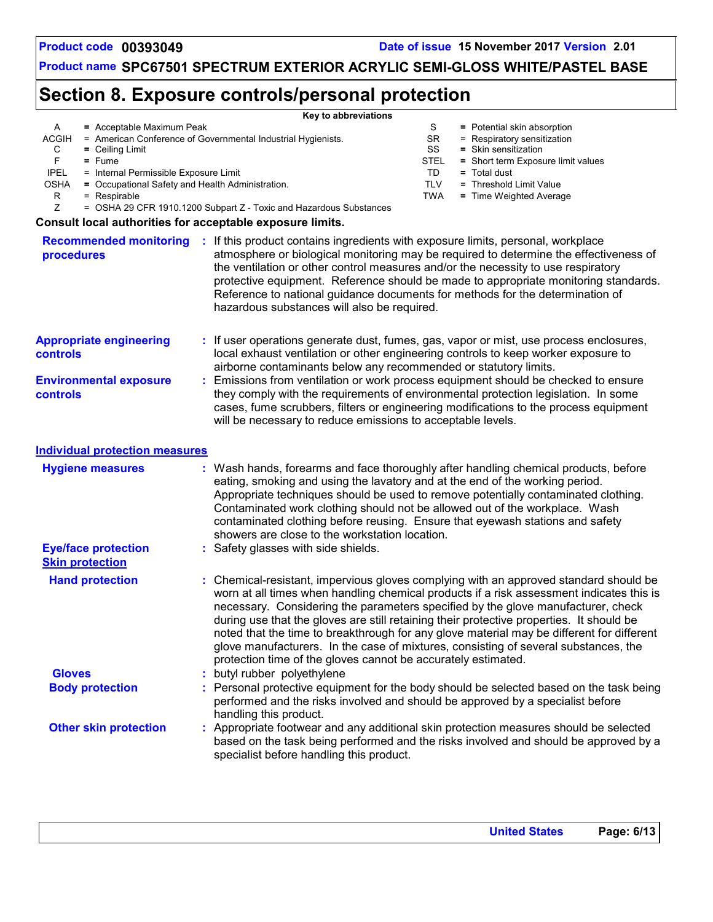# Section 8. Exposure controls/personal protection

**Key to abbreviations**

| | | | |
|---|---|---|---|
| A | = Acceptable Maximum Peak | S | = Potential skin absorption |
| ACGIH | = American Conference of Governmental Industrial Hygienists. | SR | = Respiratory sensitization |
| C | = Ceiling Limit | SS | = Skin sensitization |
| F | = Fume | STEL | = Short term Exposure limit values |
| IPEL | = Internal Permissible Exposure Limit | TD | = Total dust |
| OSHA | = Occupational Safety and Health Administration. | TLV | = Threshold Limit Value |
| R | = Respirable | TWA | = Time Weighted Average |
| Z | = OSHA 29 CFR 1910.1200 Subpart Z - Toxic and Hazardous Substances | | |

**Consult local authorities for acceptable exposure limits.**

**Recommended monitoring procedures** : If this product contains ingredients with exposure limits, personal, workplace atmosphere or biological monitoring may be required to determine the effectiveness of the ventilation or other control measures and/or the necessity to use respiratory protective equipment. Reference should be made to appropriate monitoring standards. Reference to national guidance documents for methods for the determination of hazardous substances will also be required.

**Appropriate engineering controls** : If user operations generate dust, fumes, gas, vapor or mist, use process enclosures, local exhaust ventilation or other engineering controls to keep worker exposure to airborne contaminants below any recommended or statutory limits.

**Environmental exposure controls** : Emissions from ventilation or work process equipment should be checked to ensure they comply with the requirements of environmental protection legislation. In some cases, fume scrubbers, filters or engineering modifications to the process equipment will be necessary to reduce emissions to acceptable levels.

## Individual protection measures

**Hygiene measures** : Wash hands, forearms and face thoroughly after handling chemical products, before eating, smoking and using the lavatory and at the end of the working period. Appropriate techniques should be used to remove potentially contaminated clothing. Contaminated work clothing should not be allowed out of the workplace. Wash contaminated clothing before reusing. Ensure that eyewash stations and safety showers are close to the workstation location.

**Eye/face protection** : Safety glasses with side shields.

**Skin protection**

**Hand protection** : Chemical-resistant, impervious gloves complying with an approved standard should be worn at all times when handling chemical products if a risk assessment indicates this is necessary. Considering the parameters specified by the glove manufacturer, check during use that the gloves are still retaining their protective properties. It should be noted that the time to breakthrough for any glove material may be different for different glove manufacturers. In the case of mixtures, consisting of several substances, the protection time of the gloves cannot be accurately estimated.

**Gloves** : butyl rubber polyethylene

**Body protection** : Personal protective equipment for the body should be selected based on the task being performed and the risks involved and should be approved by a specialist before handling this product.

**Other skin protection** : Appropriate footwear and any additional skin protection measures should be selected based on the task being performed and the risks involved and should be approved by a specialist before handling this product.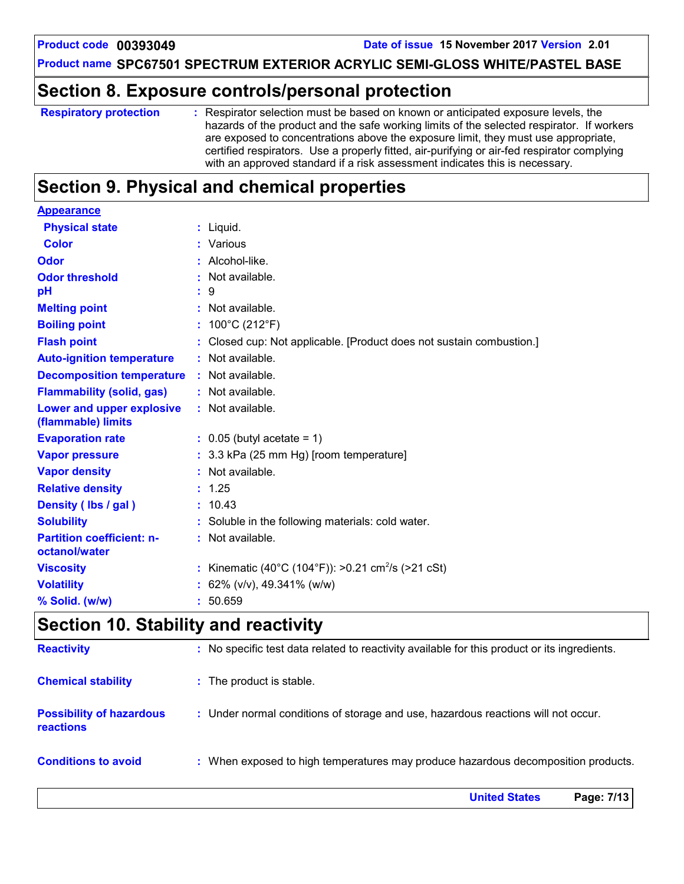## Section 8. Exposure controls/personal protection

| | |
|---|---|
| **Respiratory protection** | : Respirator selection must be based on known or anticipated exposure levels, the hazards of the product and the safe working limits of the selected respirator. If workers are exposed to concentrations above the exposure limit, they must use appropriate, certified respirators. Use a properly fitted, air-purifying or air-fed respirator complying with an approved standard if a risk assessment indicates this is necessary. |

## Section 9. Physical and chemical properties

| | |
|---|---|
| **Appearance** | |
| **Physical state** | : Liquid. |
| **Color** | : Various |
| **Odor** | : Alcohol-like. |
| **Odor threshold** | : Not available. |
| **pH** | : 9 |
| **Melting point** | : Not available. |
| **Boiling point** | : 100°C (212°F) |
| **Flash point** | : Closed cup: Not applicable. [Product does not sustain combustion.] |
| **Auto-ignition temperature** | : Not available. |
| **Decomposition temperature** | : Not available. |
| **Flammability (solid, gas)** | : Not available. |
| **Lower and upper explosive (flammable) limits** | : Not available. |
| **Evaporation rate** | : 0.05 (butyl acetate = 1) |
| **Vapor pressure** | : 3.3 kPa (25 mm Hg) [room temperature] |
| **Vapor density** | : Not available. |
| **Relative density** | : 1.25 |
| **Density ( lbs / gal )** | : 10.43 |
| **Solubility** | : Soluble in the following materials: cold water. |
| **Partition coefficient: n-octanol/water** | : Not available. |
| **Viscosity** | : Kinematic (40°C (104°F)): >0.21 $cm^2/s$ (>21 cSt) |
| **Volatility** | : 62% (v/v), 49.341% (w/w) |
| **% Solid. (w/w)** | : 50.659 |

## Section 10. Stability and reactivity

| | |
|---|---|
| **Reactivity** | : No specific test data related to reactivity available for this product or its ingredients. |
| **Chemical stability** | : The product is stable. |
| **Possibility of hazardous reactions** | : Under normal conditions of storage and use, hazardous reactions will not occur. |
| **Conditions to avoid** | : When exposed to high temperatures may produce hazardous decomposition products. |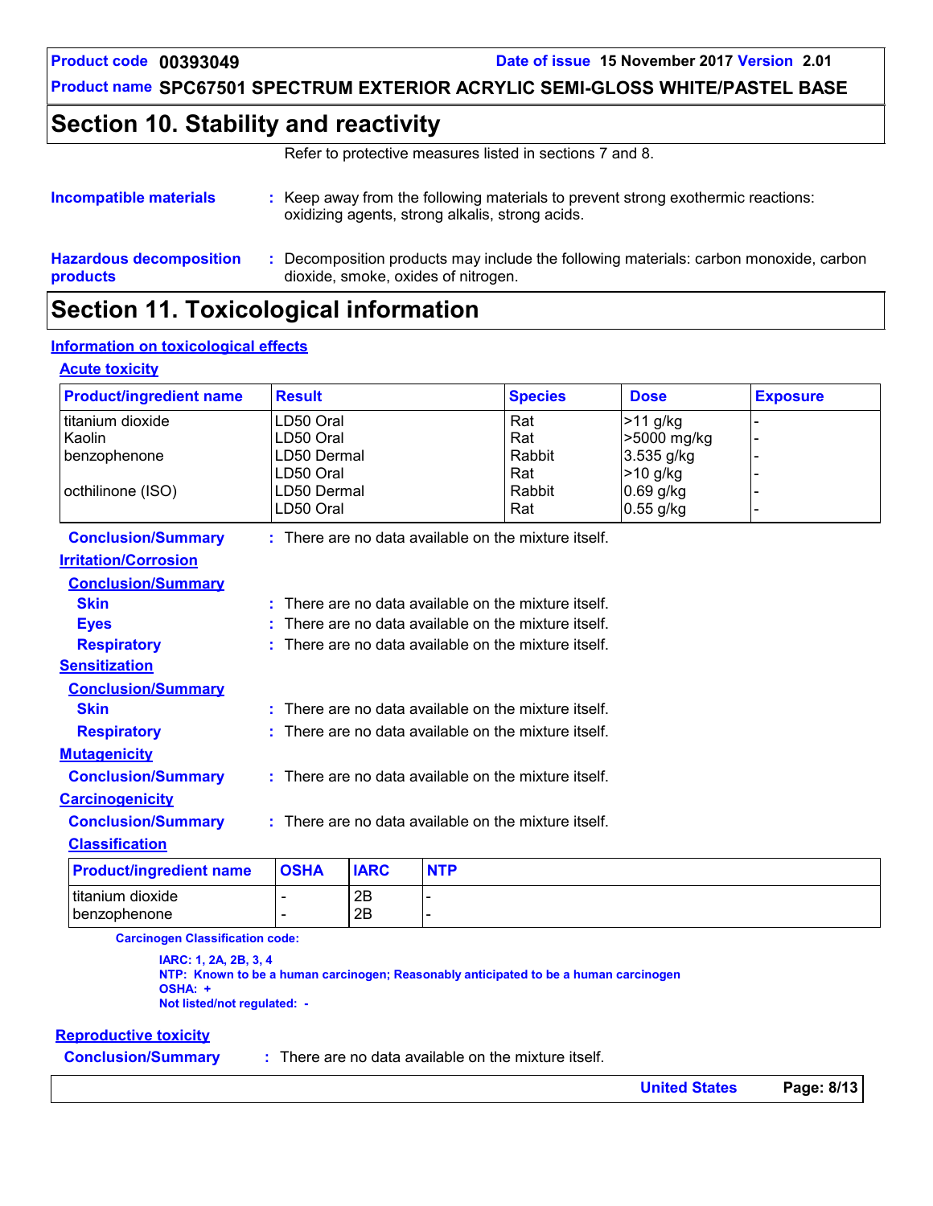# Section 10. Stability and reactivity

Refer to protective measures listed in sections 7 and 8.

**Incompatible materials** : Keep away from the following materials to prevent strong exothermic reactions: oxidizing agents, strong alkalis, strong acids.

**Hazardous decomposition products** : Decomposition products may include the following materials: carbon monoxide, carbon dioxide, smoke, oxides of nitrogen.

# Section 11. Toxicological information

## Information on toxicological effects

### Acute toxicity

| Product/ingredient name | Result | Species | Dose | Exposure |
|---|---|---|---|---|
| titanium dioxide | LD50 Oral | Rat | >11 g/kg | - |
| Kaolin | LD50 Oral | Rat | >5000 mg/kg | - |
| benzophenone | LD50 Dermal | Rabbit | 3.535 g/kg | - |
| | LD50 Oral | Rat | >10 g/kg | - |
| octhilinone (ISO) | LD50 Dermal | Rabbit | 0.69 g/kg | - |
| | LD50 Oral | Rat | 0.55 g/kg | - |

**Conclusion/Summary** : There are no data available on the mixture itself.

### Irritation/Corrosion

**Conclusion/Summary**

**Skin** : There are no data available on the mixture itself.

**Eyes** : There are no data available on the mixture itself.

**Respiratory** : There are no data available on the mixture itself.

### Sensitization

**Conclusion/Summary**

**Skin** : There are no data available on the mixture itself.

**Respiratory** : There are no data available on the mixture itself.

### Mutagenicity

**Conclusion/Summary** : There are no data available on the mixture itself.

### Carcinogenicity

**Conclusion/Summary** : There are no data available on the mixture itself.

**Classification**

| Product/ingredient name | OSHA | IARC | NTP |
|---|---|---|---|
| titanium dioxide | - | 2B | - |
| benzophenone | - | 2B | - |

**Carcinogen Classification code:**

**IARC: 1, 2A, 2B, 3, 4**
**NTP: Known to be a human carcinogen; Reasonably anticipated to be a human carcinogen**
**OSHA: +**
**Not listed/not regulated: -**

### Reproductive toxicity

**Conclusion/Summary** : There are no data available on the mixture itself.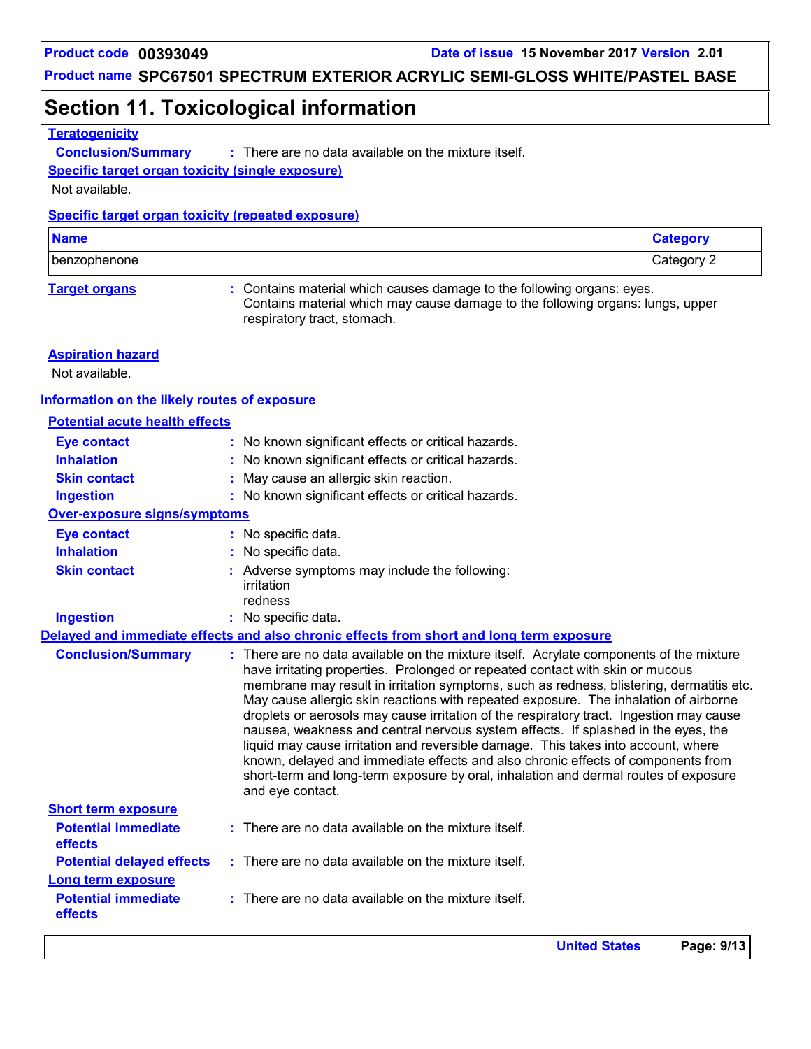# Section 11. Toxicological information

**Teratogenicity**

**Conclusion/Summary** : There are no data available on the mixture itself.

**Specific target organ toxicity (single exposure)**

Not available.

**Specific target organ toxicity (repeated exposure)**

| Name | Category |
|---|---|
| benzophenone | Category 2 |

**Target organs** : Contains material which causes damage to the following organs: eyes. Contains material which may cause damage to the following organs: lungs, upper respiratory tract, stomach.

**Aspiration hazard**

Not available.

## Information on the likely routes of exposure

**Potential acute health effects**

- **Eye contact** : No known significant effects or critical hazards.
- **Inhalation** : No known significant effects or critical hazards.
- **Skin contact** : May cause an allergic skin reaction.
- **Ingestion** : No known significant effects or critical hazards.

**Over-exposure signs/symptoms**

- **Eye contact** : No specific data.
- **Inhalation** : No specific data.
- **Skin contact** : Adverse symptoms may include the following:
  irritation
  redness
- **Ingestion** : No specific data.

**Delayed and immediate effects and also chronic effects from short and long term exposure**

**Conclusion/Summary** : There are no data available on the mixture itself. Acrylate components of the mixture have irritating properties. Prolonged or repeated contact with skin or mucous membrane may result in irritation symptoms, such as redness, blistering, dermatitis etc. May cause allergic skin reactions with repeated exposure. The inhalation of airborne droplets or aerosols may cause irritation of the respiratory tract. Ingestion may cause nausea, weakness and central nervous system effects. If splashed in the eyes, the liquid may cause irritation and reversible damage. This takes into account, where known, delayed and immediate effects and also chronic effects of components from short-term and long-term exposure by oral, inhalation and dermal routes of exposure and eye contact.

**Short term exposure**

- **Potential immediate effects** : There are no data available on the mixture itself.
- **Potential delayed effects** : There are no data available on the mixture itself.

**Long term exposure**

- **Potential immediate effects** : There are no data available on the mixture itself.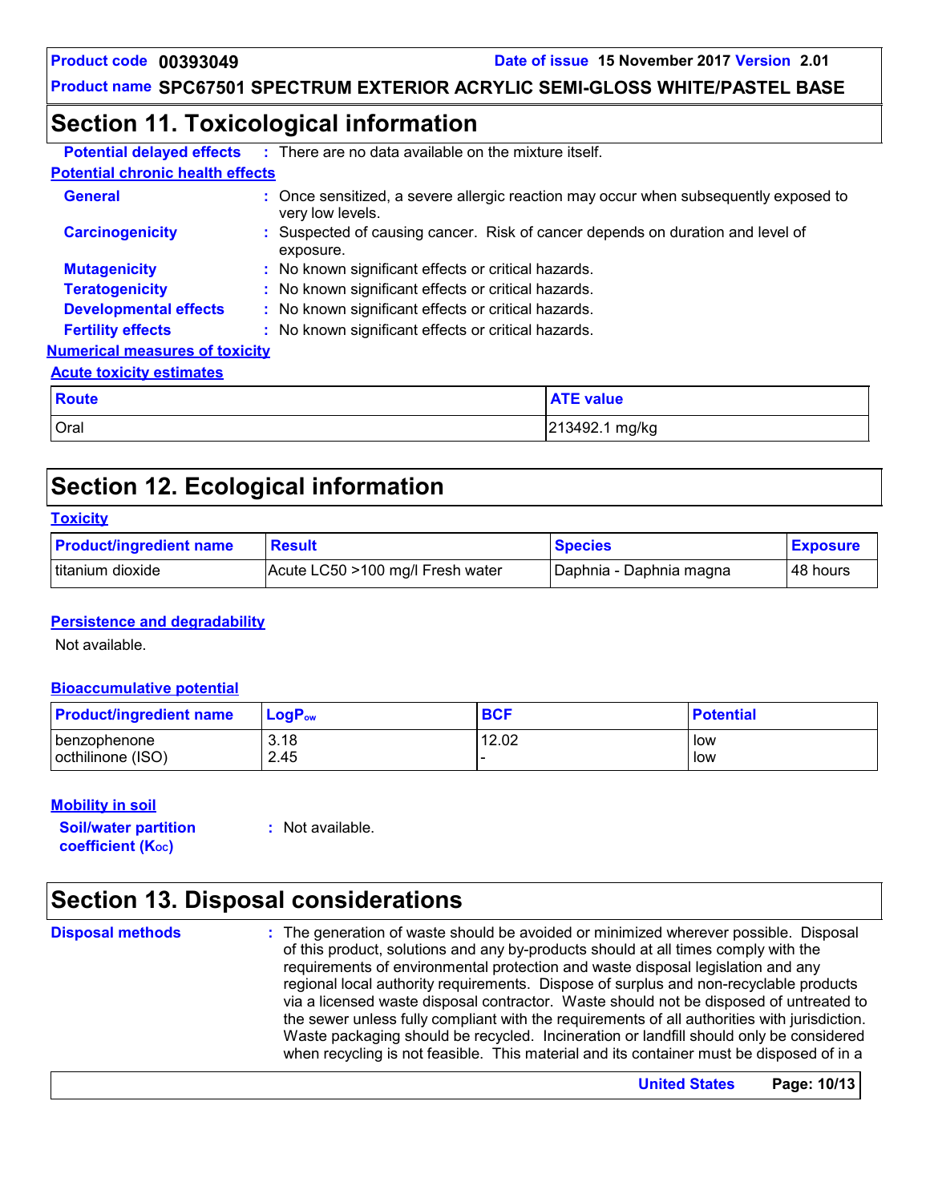## Section 11. Toxicological information

**Potential delayed effects** : There are no data available on the mixture itself.

**Potential chronic health effects**

**General** : Once sensitized, a severe allergic reaction may occur when subsequently exposed to very low levels.

**Carcinogenicity** : Suspected of causing cancer. Risk of cancer depends on duration and level of exposure.

**Mutagenicity** : No known significant effects or critical hazards.

**Teratogenicity** : No known significant effects or critical hazards.

**Developmental effects** : No known significant effects or critical hazards.

**Fertility effects** : No known significant effects or critical hazards.

**Numerical measures of toxicity**

**Acute toxicity estimates**

| Route | ATE value |
|---|---|
| Oral | 213492.1 mg/kg |

## Section 12. Ecological information

**Toxicity**

| Product/ingredient name | Result | Species | Exposure |
|---|---|---|---|
| titanium dioxide | Acute LC50 >100 mg/l Fresh water | Daphnia - Daphnia magna | 48 hours |

**Persistence and degradability**

Not available.

**Bioaccumulative potential**

| Product/ingredient name | $LogP_{ow}$ | BCF | Potential |
|---|---|---|---|
| benzophenone | 3.18 | 12.02 | low |
| octhilinone (ISO) | 2.45 | - | low |

**Mobility in soil**

**Soil/water partition coefficient ($K_{OC}$)** : Not available.

## Section 13. Disposal considerations

**Disposal methods** : The generation of waste should be avoided or minimized wherever possible. Disposal of this product, solutions and any by-products should at all times comply with the requirements of environmental protection and waste disposal legislation and any regional local authority requirements. Dispose of surplus and non-recyclable products via a licensed waste disposal contractor. Waste should not be disposed of untreated to the sewer unless fully compliant with the requirements of all authorities with jurisdiction. Waste packaging should be recycled. Incineration or landfill should only be considered when recycling is not feasible. This material and its container must be disposed of in a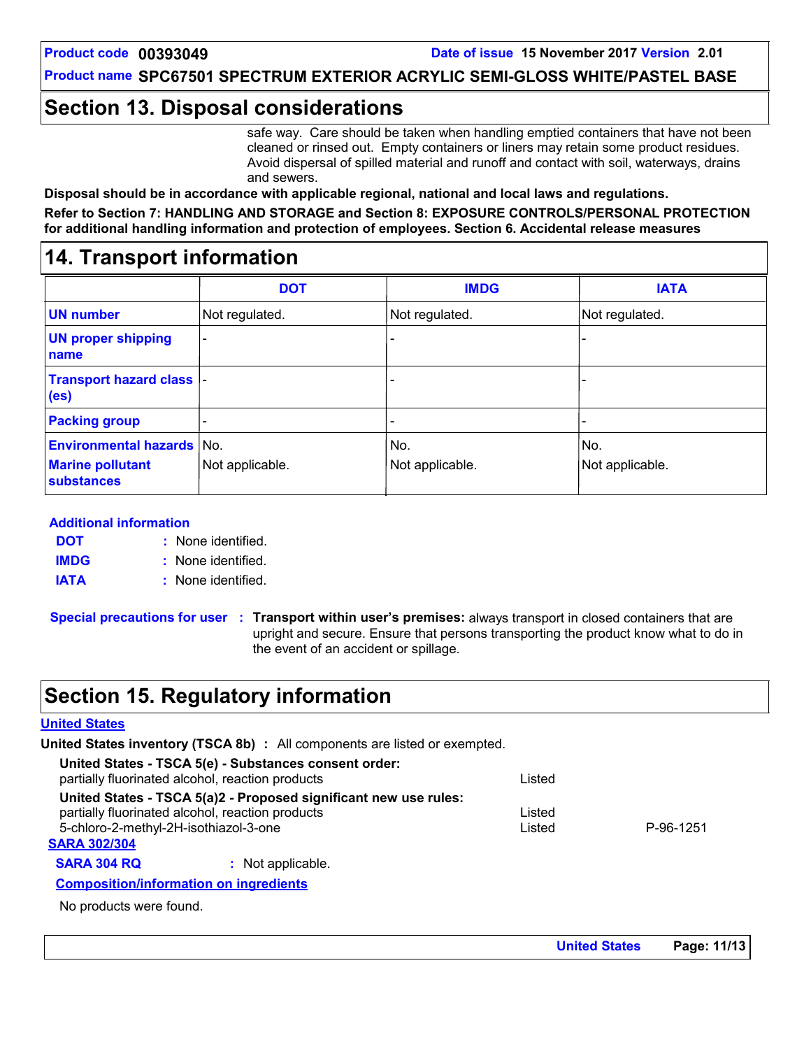## Section 13. Disposal considerations

safe way. Care should be taken when handling emptied containers that have not been cleaned or rinsed out. Empty containers or liners may retain some product residues. Avoid dispersal of spilled material and runoff and contact with soil, waterways, drains and sewers.

**Disposal should be in accordance with applicable regional, national and local laws and regulations.**

**Refer to Section 7: HANDLING AND STORAGE and Section 8: EXPOSURE CONTROLS/PERSONAL PROTECTION for additional handling information and protection of employees. Section 6. Accidental release measures**

## 14. Transport information

| | DOT | IMDG | IATA |
|---|---|---|---|
| **UN number** | Not regulated. | Not regulated. | Not regulated. |
| **UN proper shipping name** | - | - | - |
| **Transport hazard class (es)** | - | - | - |
| **Packing group** | - | - | - |
| **Environmental hazards** | No. | No. | No. |
| **Marine pollutant substances** | Not applicable. | Not applicable. | Not applicable. |

**Additional information**

**DOT** : None identified.

**IMDG** : None identified.

**IATA** : None identified.

**Special precautions for user** : **Transport within user's premises:** always transport in closed containers that are upright and secure. Ensure that persons transporting the product know what to do in the event of an accident or spillage.

## Section 15. Regulatory information

**United States**

**United States inventory (TSCA 8b)** : All components are listed or exempted.

**United States - TSCA 5(e) - Substances consent order:**

| | | |
|---|---|---|
| partially fluorinated alcohol, reaction products | Listed | |

**United States - TSCA 5(a)2 - Proposed significant new use rules:**

| | | |
|---|---|---|
| partially fluorinated alcohol, reaction products | Listed | |
| 5-chloro-2-methyl-2H-isothiazol-3-one | Listed | P-96-1251 |

**SARA 302/304**

**SARA 304 RQ** : Not applicable.

**Composition/information on ingredients**

No products were found.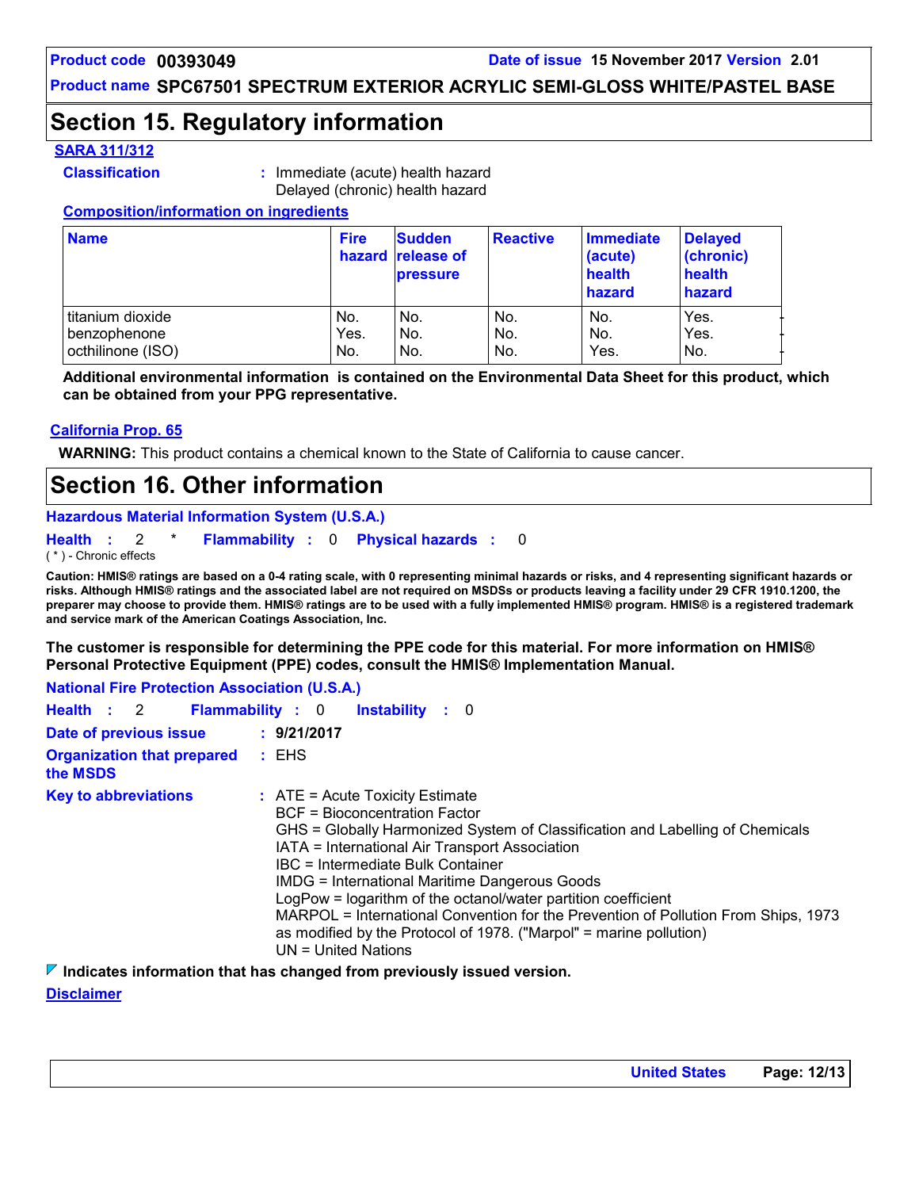## Section 15. Regulatory information

**SARA 311/312**

**Classification** : Immediate (acute) health hazard
Delayed (chronic) health hazard

**Composition/information on ingredients**

| Name | Fire hazard | Sudden release of pressure | Reactive | Immediate (acute) health hazard | Delayed (chronic) health hazard |
|---|---|---|---|---|---|
| titanium dioxide | No. | No. | No. | No. | Yes. |
| benzophenone | Yes. | No. | No. | No. | Yes. |
| octhilinone (ISO) | No. | No. | No. | Yes. | No. |

**Additional environmental information is contained on the Environmental Data Sheet for this product, which can be obtained from your PPG representative.**

**California Prop. 65**

**WARNING:** This product contains a chemical known to the State of California to cause cancer.

## Section 16. Other information

**Hazardous Material Information System (U.S.A.)**

**Health** : 2 * **Flammability** : 0 **Physical hazards** : 0

( * ) - Chronic effects

**Caution: HMIS® ratings are based on a 0-4 rating scale, with 0 representing minimal hazards or risks, and 4 representing significant hazards or risks. Although HMIS® ratings and the associated label are not required on MSDSs or products leaving a facility under 29 CFR 1910.1200, the preparer may choose to provide them. HMIS® ratings are to be used with a fully implemented HMIS® program. HMIS® is a registered trademark and service mark of the American Coatings Association, Inc.**

**The customer is responsible for determining the PPE code for this material. For more information on HMIS® Personal Protective Equipment (PPE) codes, consult the HMIS® Implementation Manual.**

**National Fire Protection Association (U.S.A.)**

**Health** : 2 **Flammability** : 0 **Instability** : 0

**Date of previous issue** : **9/21/2017**

**Organization that prepared the MSDS** : EHS

**Key to abbreviations** : ATE = Acute Toxicity Estimate
BCF = Bioconcentration Factor
GHS = Globally Harmonized System of Classification and Labelling of Chemicals
IATA = International Air Transport Association
IBC = Intermediate Bulk Container
IMDG = International Maritime Dangerous Goods
LogPow = logarithm of the octanol/water partition coefficient
MARPOL = International Convention for the Prevention of Pollution From Ships, 1973 as modified by the Protocol of 1978. ("Marpol" = marine pollution)
UN = United Nations

**Indicates information that has changed from previously issued version.**

**Disclaimer**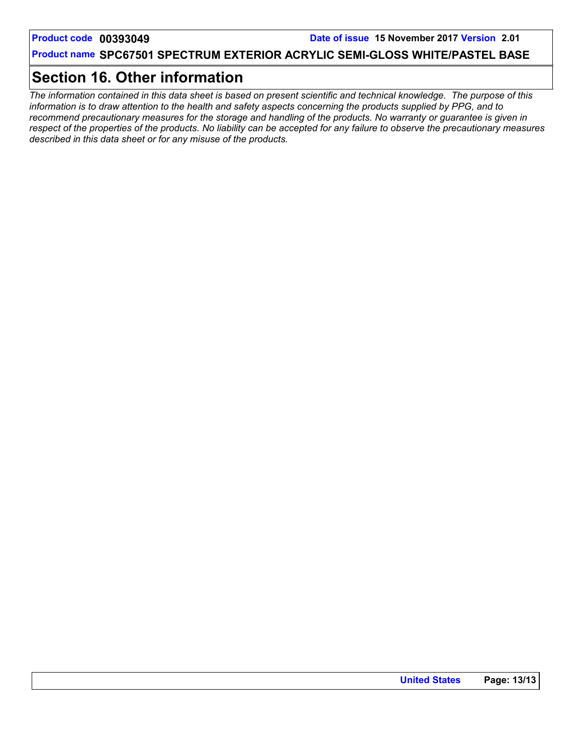## Section 16. Other information

*The information contained in this data sheet is based on present scientific and technical knowledge. The purpose of this information is to draw attention to the health and safety aspects concerning the products supplied by PPG, and to recommend precautionary measures for the storage and handling of the products. No warranty or guarantee is given in respect of the properties of the products. No liability can be accepted for any failure to observe the precautionary measures described in this data sheet or for any misuse of the products.*